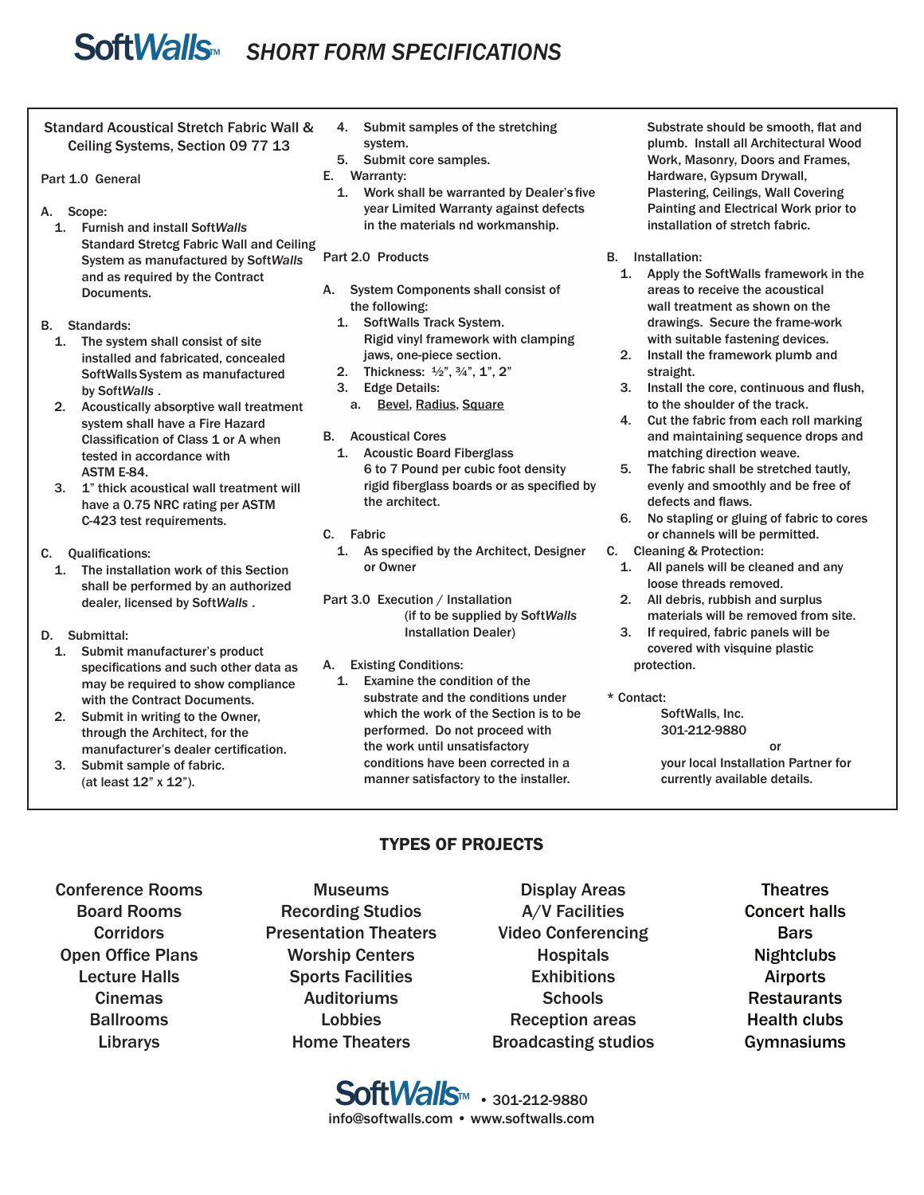# Soft*Walls*™ *SHORT FORM SPECIFICATIONS*

## Standard Acoustical Stretch Fabric Wall & Ceiling Systems, Section 09 77 13

### Part 1.0 General

A. Scope:

1. Furnish and install Soft*Walls* Standard Stretcg Fabric Wall and Ceiling System as manufactured by Soft*Walls* and as required by the Contract Documents.

B. Standards:

1. The system shall consist of site installed and fabricated, concealed SoftWalls System as manufactured by Soft*Walls* .
2. Acoustically absorptive wall treatment system shall have a Fire Hazard Classification of Class 1 or A when tested in accordance with ASTM E-84.
3. 1" thick acoustical wall treatment will have a 0.75 NRC rating per ASTM C-423 test requirements.

C. Qualifications:

1. The installation work of this Section shall be performed by an authorized dealer, licensed by Soft*Walls* .

D. Submittal:

1. Submit manufacturer's product specifications and such other data as may be required to show compliance with the Contract Documents.
2. Submit in writing to the Owner, through the Architect, for the manufacturer's dealer certification.
3. Submit sample of fabric. (at least 12" x 12").
4. Submit samples of the stretching system.
5. Submit core samples.

E. Warranty:

1. Work shall be warranted by Dealer's five year Limited Warranty against defects in the materials nd workmanship.

### Part 2.0 Products

A. System Components shall consist of the following:

1. SoftWalls Track System. Rigid vinyl framework with clamping jaws, one-piece section.
2. Thickness: ½", ¾", 1", 2"
3. Edge Details:
   a. Bevel, Radius, Square

B. Acoustical Cores

1. Acoustic Board Fiberglass 6 to 7 Pound per cubic foot density rigid fiberglass boards or as specified by the architect.

C. Fabric

1. As specified by the Architect, Designer or Owner

### Part 3.0 Execution / Installation

(if to be supplied by Soft*Walls* Installation Dealer)

A. Existing Conditions:

1. Examine the condition of the substrate and the conditions under which the work of the Section is to be performed. Do not proceed with the work until unsatisfactory conditions have been corrected in a manner satisfactory to the installer. Substrate should be smooth, flat and plumb. Install all Architectural Wood Work, Masonry, Doors and Frames, Hardware, Gypsum Drywall, Plastering, Ceilings, Wall Covering Painting and Electrical Work prior to installation of stretch fabric.

B. Installation:

1. Apply the SoftWalls framework in the areas to receive the acoustical wall treatment as shown on the drawings. Secure the frame-work with suitable fastening devices.
2. Install the framework plumb and straight.
3. Install the core, continuous and flush, to the shoulder of the track.
4. Cut the fabric from each roll marking and maintaining sequence drops and matching direction weave.
5. The fabric shall be stretched tautly, evenly and smoothly and be free of defects and flaws.
6. No stapling or gluing of fabric to cores or channels will be permitted.

C. Cleaning & Protection:

1. All panels will be cleaned and any loose threads removed.
2. All debris, rubbish and surplus materials will be removed from site.
3. If required, fabric panels will be covered with visquine plastic protection.

\* Contact:

SoftWalls, Inc.
301-212-9880

or

your local Installation Partner for currently available details.

## TYPES OF PROJECTS

| | | | |
|---|---|---|---|
| Conference Rooms | Museums | Display Areas | Theatres |
| Board Rooms | Recording Studios | A/V Facilities | Concert halls |
| Corridors | Presentation Theaters | Video Conferencing | Bars |
| Open Office Plans | Worship Centers | Hospitals | Nightclubs |
| Lecture Halls | Sports Facilities | Exhibitions | Airports |
| Cinemas | Auditoriums | Schools | Restaurants |
| Ballrooms | Lobbies | Reception areas | Health clubs |
| Librarys | Home Theaters | Broadcasting studios | Gymnasiums |

Soft*Walls*™ • 301-212-9880
info@softwalls.com • www.softwalls.com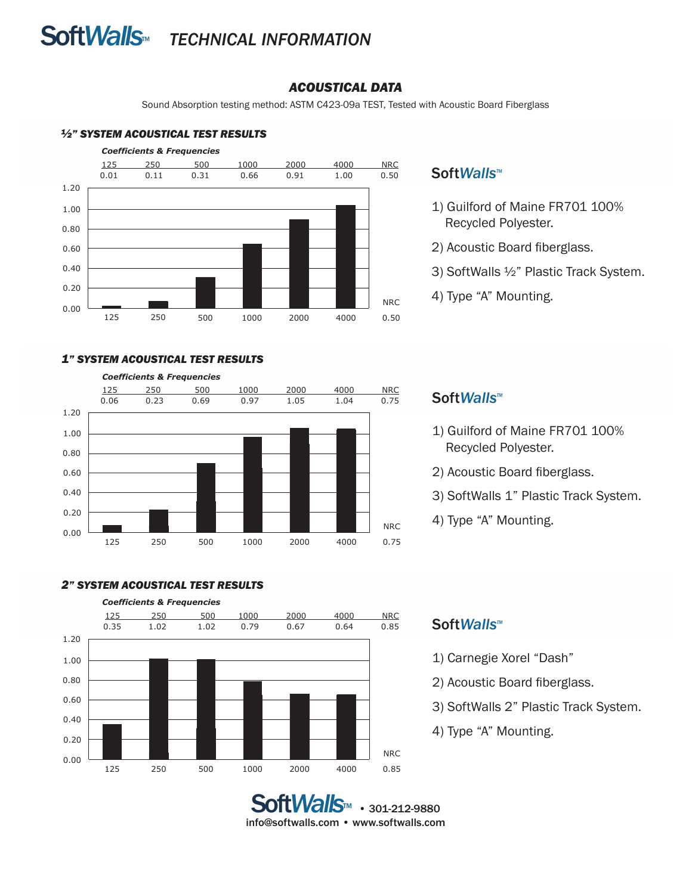# SoftWalls™ TECHNICAL INFORMATION

## ACOUSTICAL DATA

Sound Absorption testing method: ASTM C423-09a TEST, Tested with Acoustic Board Fiberglass

### ½" SYSTEM ACOUSTICAL TEST RESULTS

*Coefficients & Frequencies*

| 125 | 250 | 500 | 1000 | 2000 | 4000 | NRC |
|---|---|---|---|---|---|---|
| 0.01 | 0.11 | 0.31 | 0.66 | 0.91 | 1.00 | 0.50 |

1.20
1.00
0.80
0.60
0.40
0.20
0.00
125 250 500 1000 2000 4000
NRC
0.50

**SoftWalls™**

1) Guilford of Maine FR701 100% Recycled Polyester.
2) Acoustic Board fiberglass.
3) SoftWalls ½" Plastic Track System.
4) Type "A" Mounting.

### 1" SYSTEM ACOUSTICAL TEST RESULTS

*Coefficients & Frequencies*

| 125 | 250 | 500 | 1000 | 2000 | 4000 | NRC |
|---|---|---|---|---|---|---|
| 0.06 | 0.23 | 0.69 | 0.97 | 1.05 | 1.04 | 0.75 |

1.20
1.00
0.80
0.60
0.40
0.20
0.00
125 250 500 1000 2000 4000
NRC
0.75

**SoftWalls™**

1) Guilford of Maine FR701 100% Recycled Polyester.
2) Acoustic Board fiberglass.
3) SoftWalls 1" Plastic Track System.
4) Type "A" Mounting.

### 2" SYSTEM ACOUSTICAL TEST RESULTS

*Coefficients & Frequencies*

| 125 | 250 | 500 | 1000 | 2000 | 4000 | NRC |
|---|---|---|---|---|---|---|
| 0.35 | 1.02 | 1.02 | 0.79 | 0.67 | 0.64 | 0.85 |

1.20
1.00
0.80
0.60
0.40
0.20
0.00
125 250 500 1000 2000 4000
NRC
0.85

**SoftWalls™**

1) Carnegie Xorel "Dash"
2) Acoustic Board fiberglass.
3) SoftWalls 2" Plastic Track System.
4) Type "A" Mounting.

SoftWalls™ • 301-212-9880
info@softwalls.com • www.softwalls.com